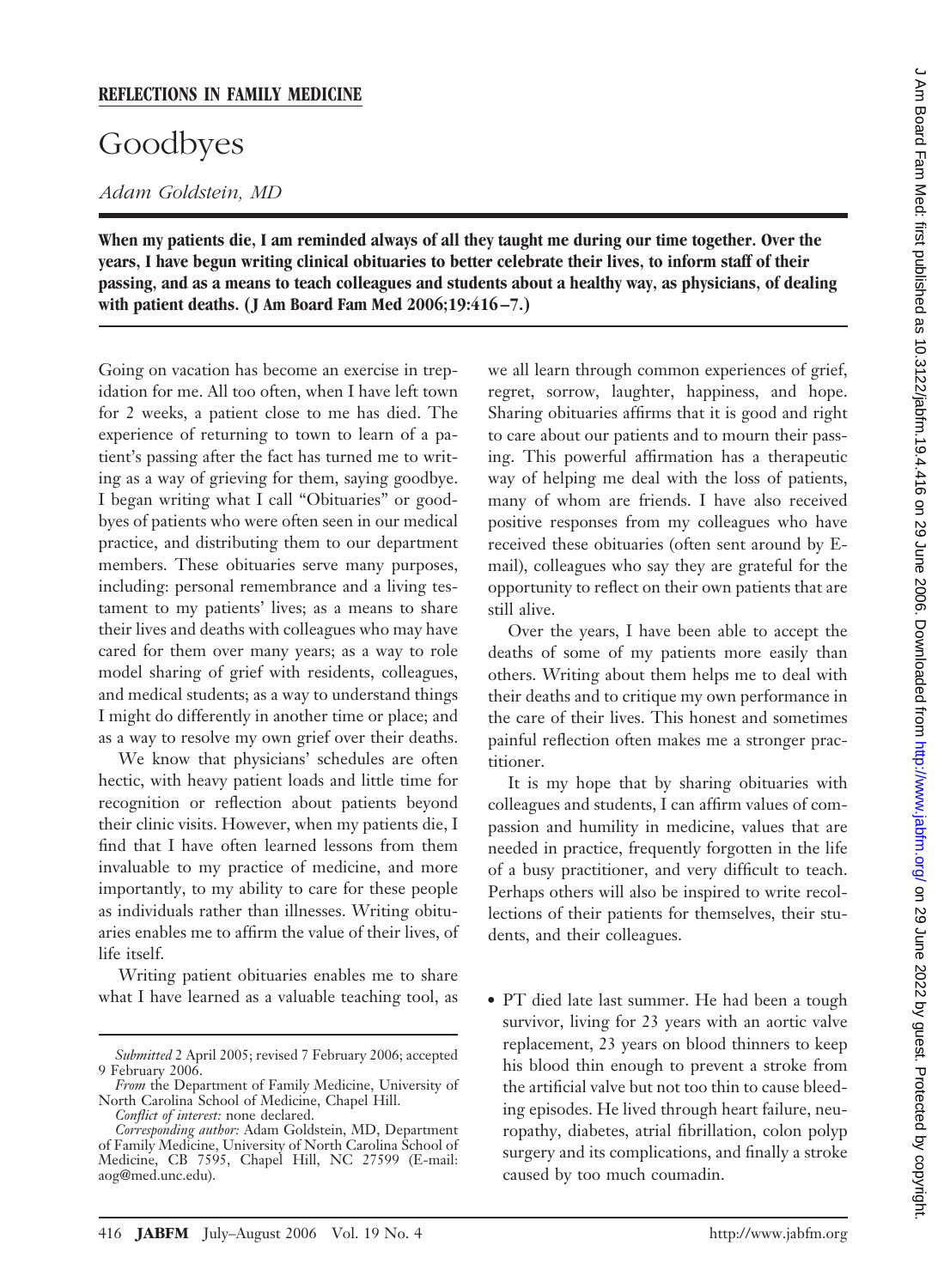**REFLECTIONS IN FAMILY MEDICINE**

# Goodbyes

*Adam Goldstein, MD*

**When my patients die, I am reminded always of all they taught me during our time together. Over the years, I have begun writing clinical obituaries to better celebrate their lives, to inform staff of their passing, and as a means to teach colleagues and students about a healthy way, as physicians, of dealing with patient deaths. (J Am Board Fam Med 2006;19:416–7.)**

Going on vacation has become an exercise in trepidation for me. All too often, when I have left town for 2 weeks, a patient close to me has died. The experience of returning to town to learn of a patient's passing after the fact has turned me to writing as a way of grieving for them, saying goodbye. I began writing what I call "Obituaries" or goodbyes of patients who were often seen in our medical practice, and distributing them to our department members. These obituaries serve many purposes, including: personal remembrance and a living testament to my patients' lives; as a means to share their lives and deaths with colleagues who may have cared for them over many years; as a way to role model sharing of grief with residents, colleagues, and medical students; as a way to understand things I might do differently in another time or place; and as a way to resolve my own grief over their deaths.

We know that physicians' schedules are often hectic, with heavy patient loads and little time for recognition or reflection about patients beyond their clinic visits. However, when my patients die, I find that I have often learned lessons from them invaluable to my practice of medicine, and more importantly, to my ability to care for these people as individuals rather than illnesses. Writing obituaries enables me to affirm the value of their lives, of life itself.

Writing patient obituaries enables me to share what I have learned as a valuable teaching tool, as we all learn through common experiences of grief, regret, sorrow, laughter, happiness, and hope. Sharing obituaries affirms that it is good and right to care about our patients and to mourn their passing. This powerful affirmation has a therapeutic way of helping me deal with the loss of patients, many of whom are friends. I have also received positive responses from my colleagues who have received these obituaries (often sent around by E-mail), colleagues who say they are grateful for the opportunity to reflect on their own patients that are still alive.

Over the years, I have been able to accept the deaths of some of my patients more easily than others. Writing about them helps me to deal with their deaths and to critique my own performance in the care of their lives. This honest and sometimes painful reflection often makes me a stronger practitioner.

It is my hope that by sharing obituaries with colleagues and students, I can affirm values of compassion and humility in medicine, values that are needed in practice, frequently forgotten in the life of a busy practitioner, and very difficult to teach. Perhaps others will also be inspired to write recollections of their patients for themselves, their students, and their colleagues.

- PT died late last summer. He had been a tough survivor, living for 23 years with an aortic valve replacement, 23 years on blood thinners to keep his blood thin enough to prevent a stroke from the artificial valve but not too thin to cause bleeding episodes. He lived through heart failure, neuropathy, diabetes, atrial fibrillation, colon polyp surgery and its complications, and finally a stroke caused by too much coumadin.

---

*Submitted* 2 April 2005; revised 7 February 2006; accepted 9 February 2006.

*From* the Department of Family Medicine, University of North Carolina School of Medicine, Chapel Hill.

*Conflict of interest:* none declared.

*Corresponding author:* Adam Goldstein, MD, Department of Family Medicine, University of North Carolina School of Medicine, CB 7595, Chapel Hill, NC 27599 (E-mail: aog@med.unc.edu).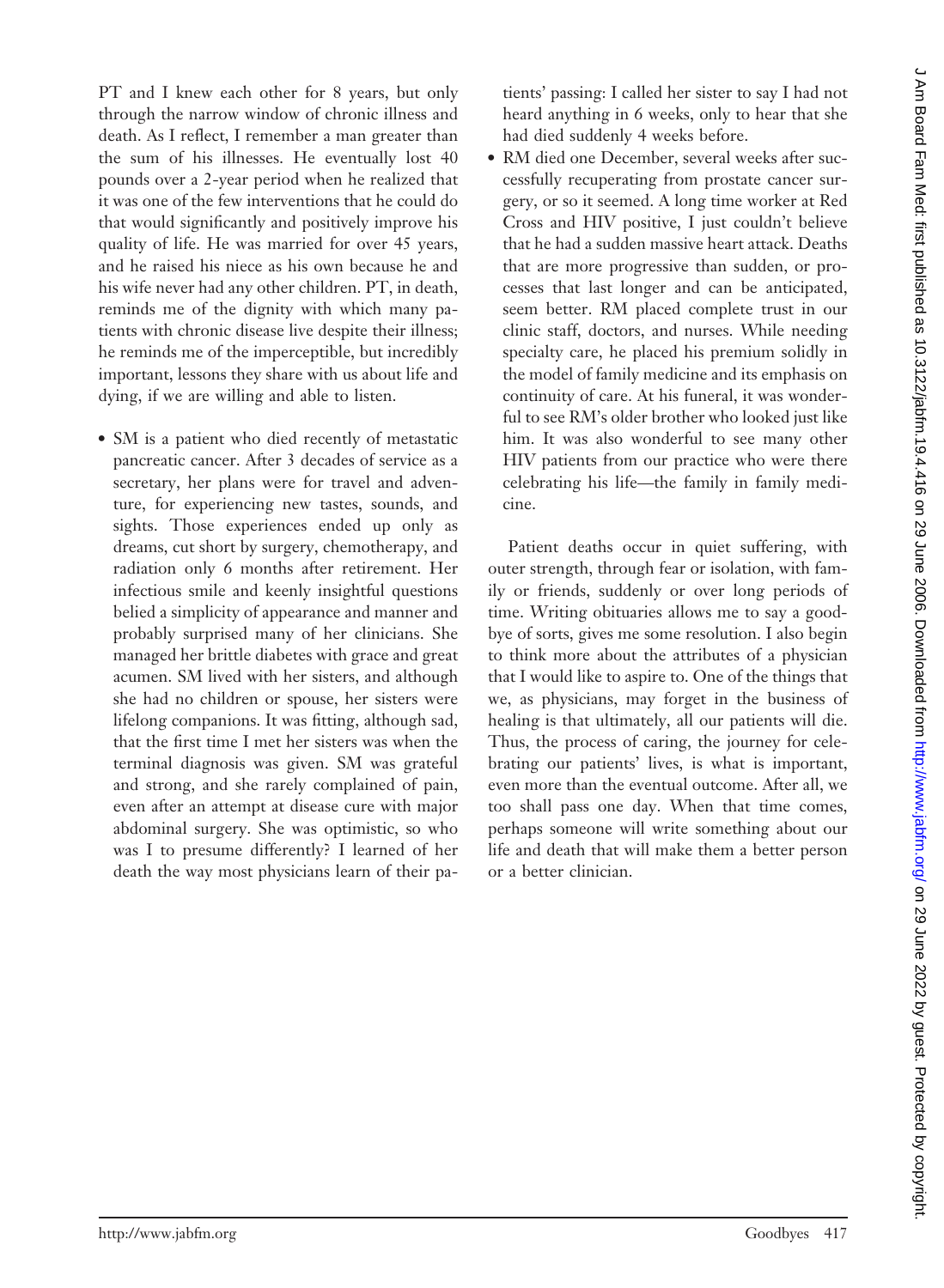PT and I knew each other for 8 years, but only through the narrow window of chronic illness and death. As I reflect, I remember a man greater than the sum of his illnesses. He eventually lost 40 pounds over a 2-year period when he realized that it was one of the few interventions that he could do that would significantly and positively improve his quality of life. He was married for over 45 years, and he raised his niece as his own because he and his wife never had any other children. PT, in death, reminds me of the dignity with which many patients with chronic disease live despite their illness; he reminds me of the imperceptible, but incredibly important, lessons they share with us about life and dying, if we are willing and able to listen.

- SM is a patient who died recently of metastatic pancreatic cancer. After 3 decades of service as a secretary, her plans were for travel and adventure, for experiencing new tastes, sounds, and sights. Those experiences ended up only as dreams, cut short by surgery, chemotherapy, and radiation only 6 months after retirement. Her infectious smile and keenly insightful questions belied a simplicity of appearance and manner and probably surprised many of her clinicians. She managed her brittle diabetes with grace and great acumen. SM lived with her sisters, and although she had no children or spouse, her sisters were lifelong companions. It was fitting, although sad, that the first time I met her sisters was when the terminal diagnosis was given. SM was grateful and strong, and she rarely complained of pain, even after an attempt at disease cure with major abdominal surgery. She was optimistic, so who was I to presume differently? I learned of her death the way most physicians learn of their patients' passing: I called her sister to say I had not heard anything in 6 weeks, only to hear that she had died suddenly 4 weeks before.
- RM died one December, several weeks after successfully recuperating from prostate cancer surgery, or so it seemed. A long time worker at Red Cross and HIV positive, I just couldn't believe that he had a sudden massive heart attack. Deaths that are more progressive than sudden, or processes that last longer and can be anticipated, seem better. RM placed complete trust in our clinic staff, doctors, and nurses. While needing specialty care, he placed his premium solidly in the model of family medicine and its emphasis on continuity of care. At his funeral, it was wonderful to see RM's older brother who looked just like him. It was also wonderful to see many other HIV patients from our practice who were there celebrating his life—the family in family medicine.

Patient deaths occur in quiet suffering, with outer strength, through fear or isolation, with family or friends, suddenly or over long periods of time. Writing obituaries allows me to say a goodbye of sorts, gives me some resolution. I also begin to think more about the attributes of a physician that I would like to aspire to. One of the things that we, as physicians, may forget in the business of healing is that ultimately, all our patients will die. Thus, the process of caring, the journey for celebrating our patients' lives, is what is important, even more than the eventual outcome. After all, we too shall pass one day. When that time comes, perhaps someone will write something about our life and death that will make them a better person or a better clinician.